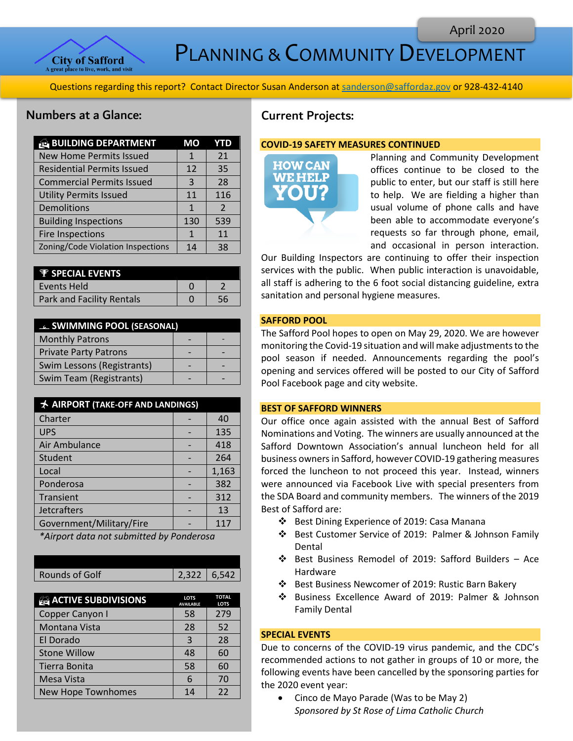April 2020

City of Safford
A great place to live, work, and visit

# PLANNING & COMMUNITY DEVELOPMENT

Questions regarding this report? Contact Director Susan Anderson at sanderson@saffordaz.gov or 928-432-4140

## Numbers at a Glance:

| BUILDING DEPARTMENT | MO | YTD |
|---|---|---|
| New Home Permits Issued | 1 | 21 |
| Residential Permits Issued | 12 | 35 |
| Commercial Permits Issued | 3 | 28 |
| Utility Permits Issued | 11 | 116 |
| Demolitions | 1 | 2 |
| Building Inspections | 130 | 539 |
| Fire Inspections | 1 | 11 |
| Zoning/Code Violation Inspections | 14 | 38 |

| SPECIAL EVENTS | | |
|---|---|---|
| Events Held | 0 | 2 |
| Park and Facility Rentals | 0 | 56 |

| SWIMMING POOL (SEASONAL) | | |
|---|---|---|
| Monthly Patrons | - | - |
| Private Party Patrons | - | - |
| Swim Lessons (Registrants) | - | - |
| Swim Team (Registrants) | - | - |

| AIRPORT (TAKE-OFF AND LANDINGS) | | |
|---|---|---|
| Charter | - | 40 |
| UPS | - | 135 |
| Air Ambulance | - | 418 |
| Student | - | 264 |
| Local | - | 1,163 |
| Ponderosa | - | 382 |
| Transient | - | 312 |
| Jetcrafters | - | 13 |
| Government/Military/Fire | - | 117 |

*\*Airport data not submitted by Ponderosa*

| | | |
|---|---|---|
| Rounds of Golf | 2,322 | 6,542 |

| ACTIVE SUBDIVISIONS | LOTS AVAILABLE | TOTAL LOTS |
|---|---|---|
| Copper Canyon I | 58 | 279 |
| Montana Vista | 28 | 52 |
| El Dorado | 3 | 28 |
| Stone Willow | 48 | 60 |
| Tierra Bonita | 58 | 60 |
| Mesa Vista | 6 | 70 |
| New Hope Townhomes | 14 | 22 |

## Current Projects:

### COVID-19 SAFETY MEASURES CONTINUED

HOW CAN WE HELP YOU?

Planning and Community Development offices continue to be closed to the public to enter, but our staff is still here to help. We are fielding a higher than usual volume of phone calls and have been able to accommodate everyone's requests so far through phone, email, and occasional in person interaction. Our Building Inspectors are continuing to offer their inspection services with the public. When public interaction is unavoidable, all staff is adhering to the 6 foot social distancing guideline, extra sanitation and personal hygiene measures.

### SAFFORD POOL

The Safford Pool hopes to open on May 29, 2020. We are however monitoring the Covid-19 situation and will make adjustments to the pool season if needed. Announcements regarding the pool's opening and services offered will be posted to our City of Safford Pool Facebook page and city website.

### BEST OF SAFFORD WINNERS

Our office once again assisted with the annual Best of Safford Nominations and Voting. The winners are usually announced at the Safford Downtown Association's annual luncheon held for all business owners in Safford, however COVID-19 gathering measures forced the luncheon to not proceed this year. Instead, winners were announced via Facebook Live with special presenters from the SDA Board and community members. The winners of the 2019 Best of Safford are:

- Best Dining Experience of 2019: Casa Manana
- Best Customer Service of 2019: Palmer & Johnson Family Dental
- Best Business Remodel of 2019: Safford Builders – Ace Hardware
- Best Business Newcomer of 2019: Rustic Barn Bakery
- Business Excellence Award of 2019: Palmer & Johnson Family Dental

### SPECIAL EVENTS

Due to concerns of the COVID-19 virus pandemic, and the CDC's recommended actions to not gather in groups of 10 or more, the following events have been cancelled by the sponsoring parties for the 2020 event year:

- Cinco de Mayo Parade (Was to be May 2)
  *Sponsored by St Rose of Lima Catholic Church*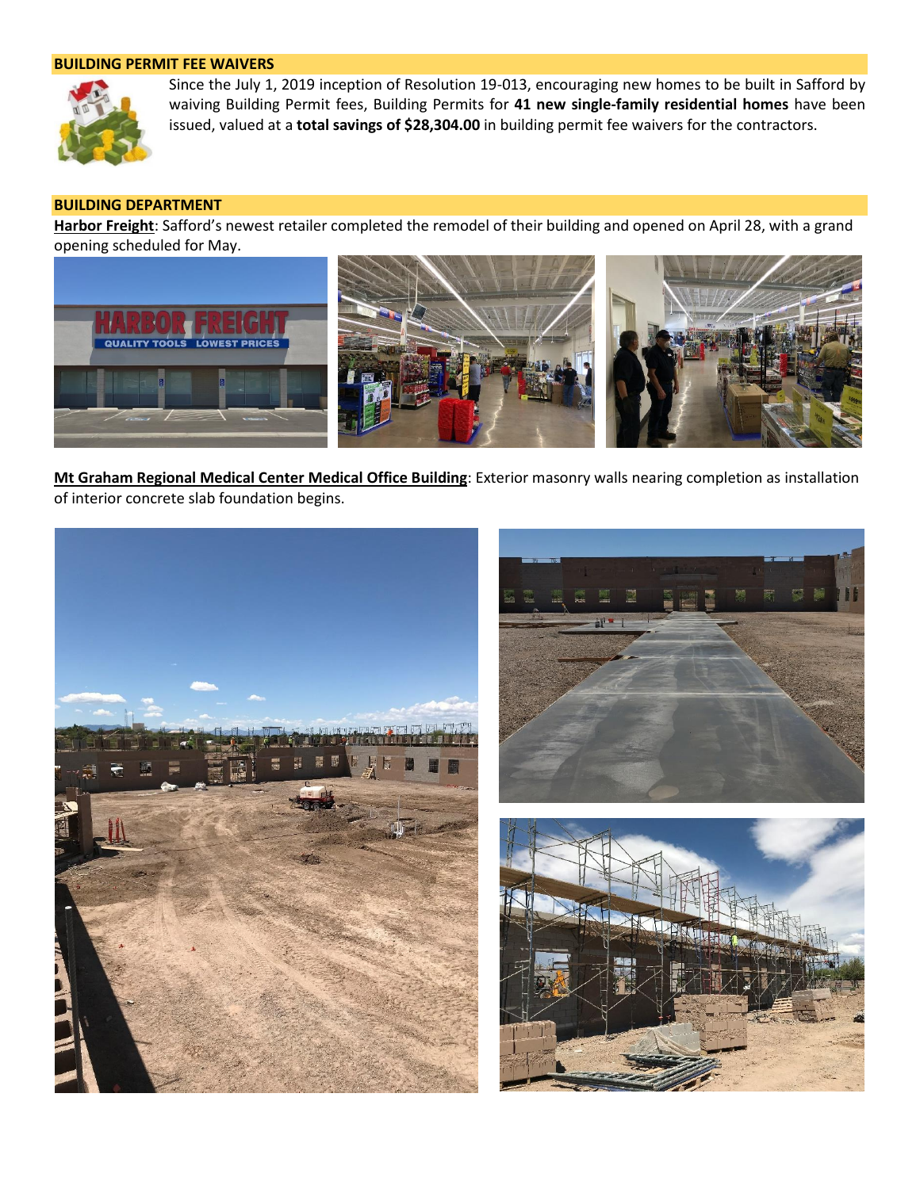## BUILDING PERMIT FEE WAIVERS

Since the July 1, 2019 inception of Resolution 19-013, encouraging new homes to be built in Safford by waiving Building Permit fees, Building Permits for **41 new single-family residential homes** have been issued, valued at a **total savings of $28,304.00** in building permit fee waivers for the contractors.

## BUILDING DEPARTMENT

**Harbor Freight**: Safford's newest retailer completed the remodel of their building and opened on April 28, with a grand opening scheduled for May.

**Mt Graham Regional Medical Center Medical Office Building**: Exterior masonry walls nearing completion as installation of interior concrete slab foundation begins.